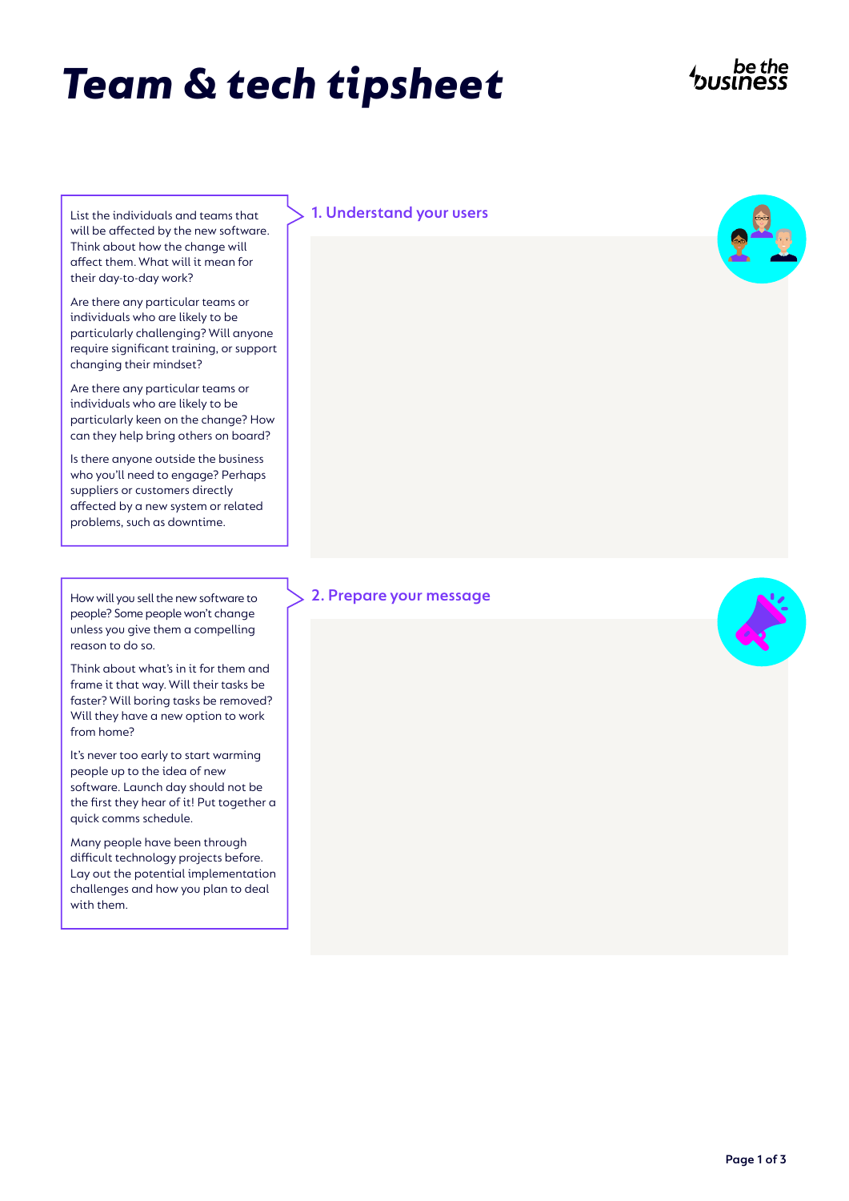# Team & tech tipsheet

be the business

## 1. Understand your users

List the individuals and teams that will be affected by the new software. Think about how the change will affect them. What will it mean for their day-to-day work?

Are there any particular teams or individuals who are likely to be particularly challenging? Will anyone require significant training, or support changing their mindset?

Are there any particular teams or individuals who are likely to be particularly keen on the change? How can they help bring others on board?

Is there anyone outside the business who you'll need to engage? Perhaps suppliers or customers directly affected by a new system or related problems, such as downtime.

## 2. Prepare your message

How will you sell the new software to people? Some people won't change unless you give them a compelling reason to do so.

Think about what's in it for them and frame it that way. Will their tasks be faster? Will boring tasks be removed? Will they have a new option to work from home?

It's never too early to start warming people up to the idea of new software. Launch day should not be the first they hear of it! Put together a quick comms schedule.

Many people have been through difficult technology projects before. Lay out the potential implementation challenges and how you plan to deal with them.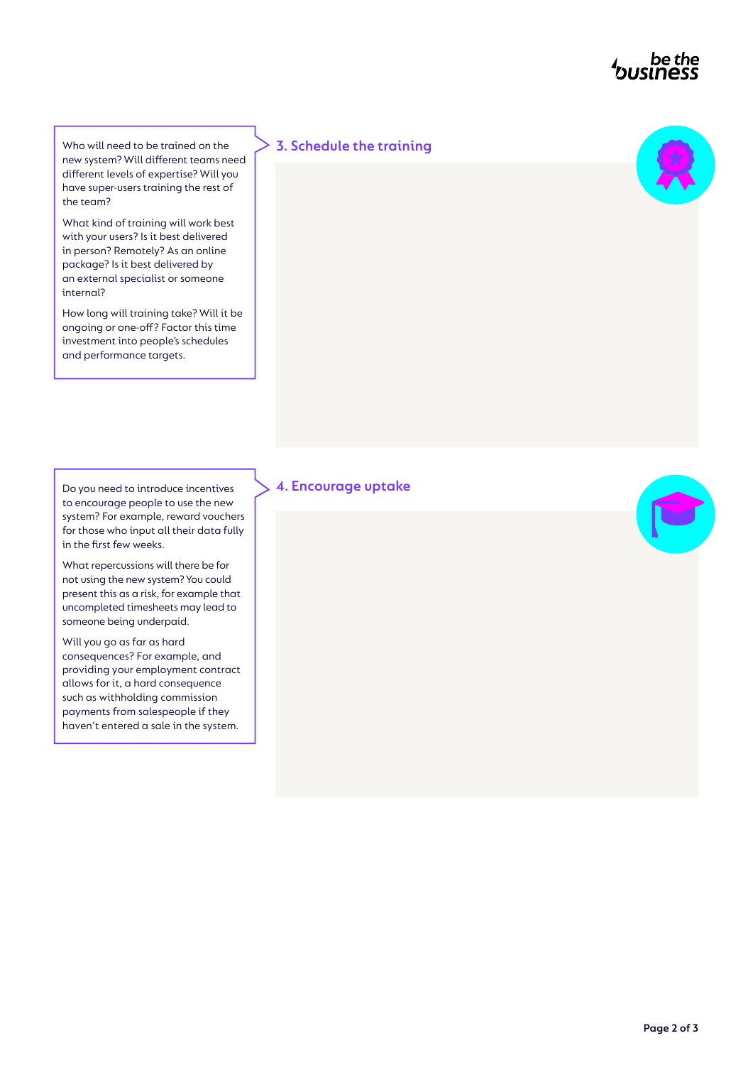## 3. Schedule the training

Who will need to be trained on the new system? Will different teams need different levels of expertise? Will you have super-users training the rest of the team?

What kind of training will work best with your users? Is it best delivered in person? Remotely? As an online package? Is it best delivered by an external specialist or someone internal?

How long will training take? Will it be ongoing or one-off? Factor this time investment into people's schedules and performance targets.

## 4. Encourage uptake

Do you need to introduce incentives to encourage people to use the new system? For example, reward vouchers for those who input all their data fully in the first few weeks.

What repercussions will there be for not using the new system? You could present this as a risk, for example that uncompleted timesheets may lead to someone being underpaid.

Will you go as far as hard consequences? For example, and providing your employment contract allows for it, a hard consequence such as withholding commission payments from salespeople if they haven't entered a sale in the system.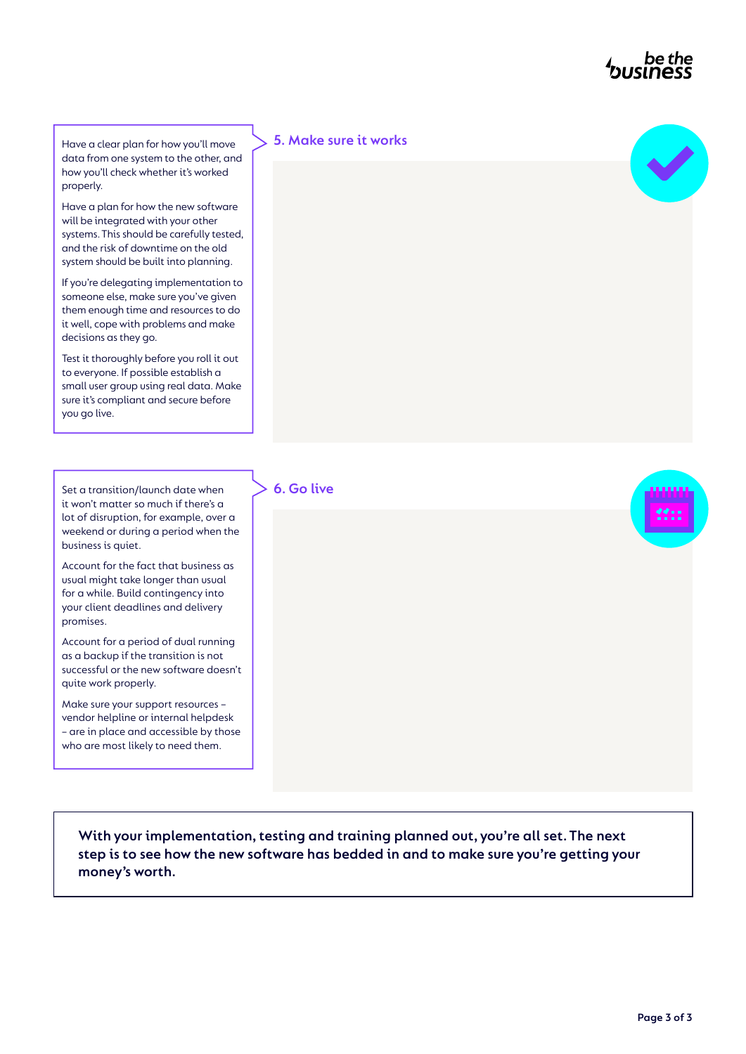## 5. Make sure it works

Have a clear plan for how you'll move data from one system to the other, and how you'll check whether it's worked properly.

Have a plan for how the new software will be integrated with your other systems. This should be carefully tested, and the risk of downtime on the old system should be built into planning.

If you're delegating implementation to someone else, make sure you've given them enough time and resources to do it well, cope with problems and make decisions as they go.

Test it thoroughly before you roll it out to everyone. If possible establish a small user group using real data. Make sure it's compliant and secure before you go live.

## 6. Go live

Set a transition/launch date when it won't matter so much if there's a lot of disruption, for example, over a weekend or during a period when the business is quiet.

Account for the fact that business as usual might take longer than usual for a while. Build contingency into your client deadlines and delivery promises.

Account for a period of dual running as a backup if the transition is not successful or the new software doesn't quite work properly.

Make sure your support resources – vendor helpline or internal helpdesk – are in place and accessible by those who are most likely to need them.

**With your implementation, testing and training planned out, you're all set. The next step is to see how the new software has bedded in and to make sure you're getting your money's worth.**